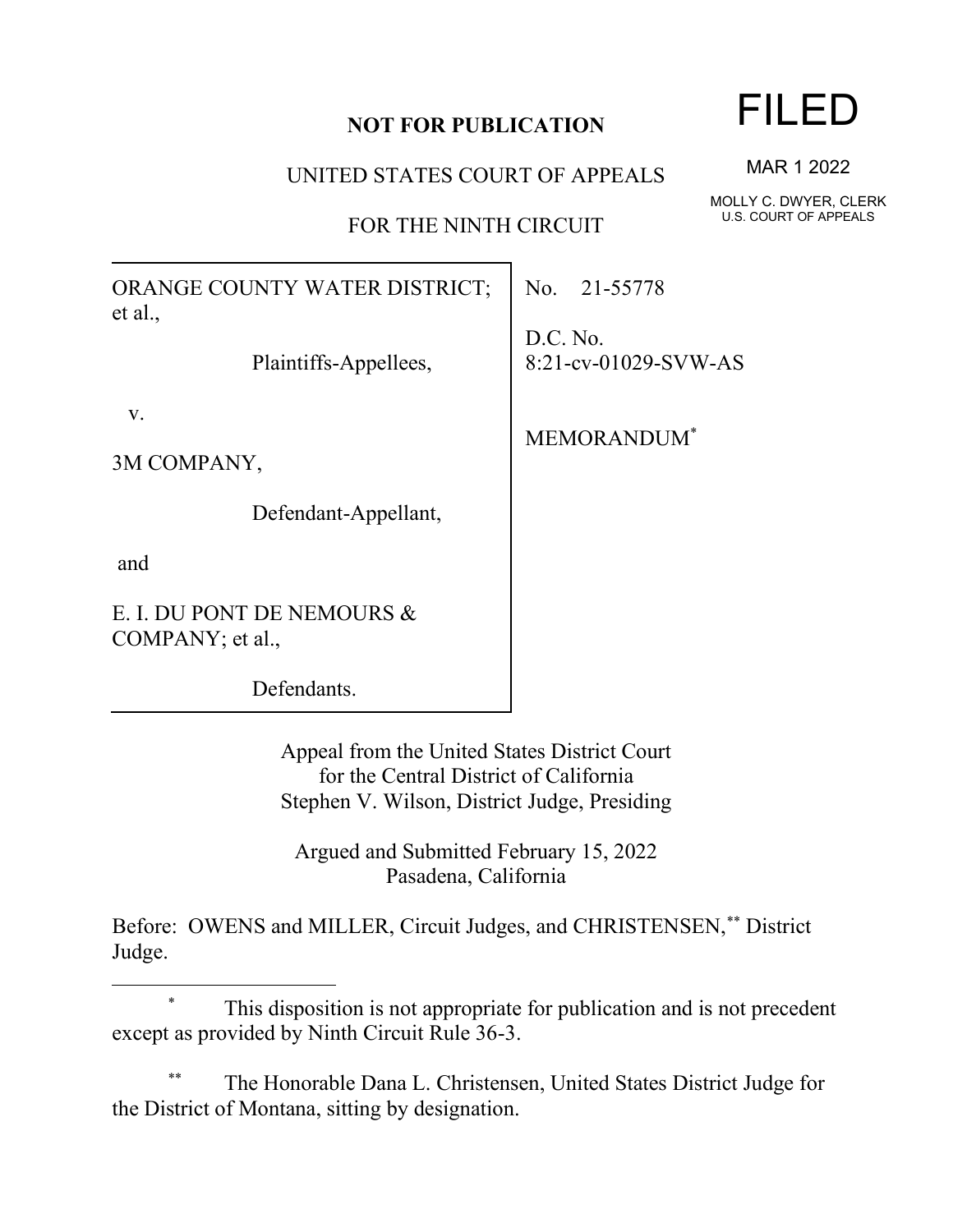**NOT FOR PUBLICATION**

UNITED STATES COURT OF APPEALS

FOR THE NINTH CIRCUIT

FILED

MAR 1 2022

MOLLY C. DWYER, CLERK
U.S. COURT OF APPEALS

ORANGE COUNTY WATER DISTRICT; et al.,

Plaintiffs-Appellees,

v.

3M COMPANY,

Defendant-Appellant,

and

E. I. DU PONT DE NEMOURS & COMPANY; et al.,

Defendants.

No. 21-55778

D.C. No. 8:21-cv-01029-SVW-AS

MEMORANDUM*

Appeal from the United States District Court
for the Central District of California
Stephen V. Wilson, District Judge, Presiding

Argued and Submitted February 15, 2022
Pasadena, California

Before: OWENS and MILLER, Circuit Judges, and CHRISTENSEN,** District Judge.

---

\* This disposition is not appropriate for publication and is not precedent except as provided by Ninth Circuit Rule 36-3.

\*\* The Honorable Dana L. Christensen, United States District Judge for the District of Montana, sitting by designation.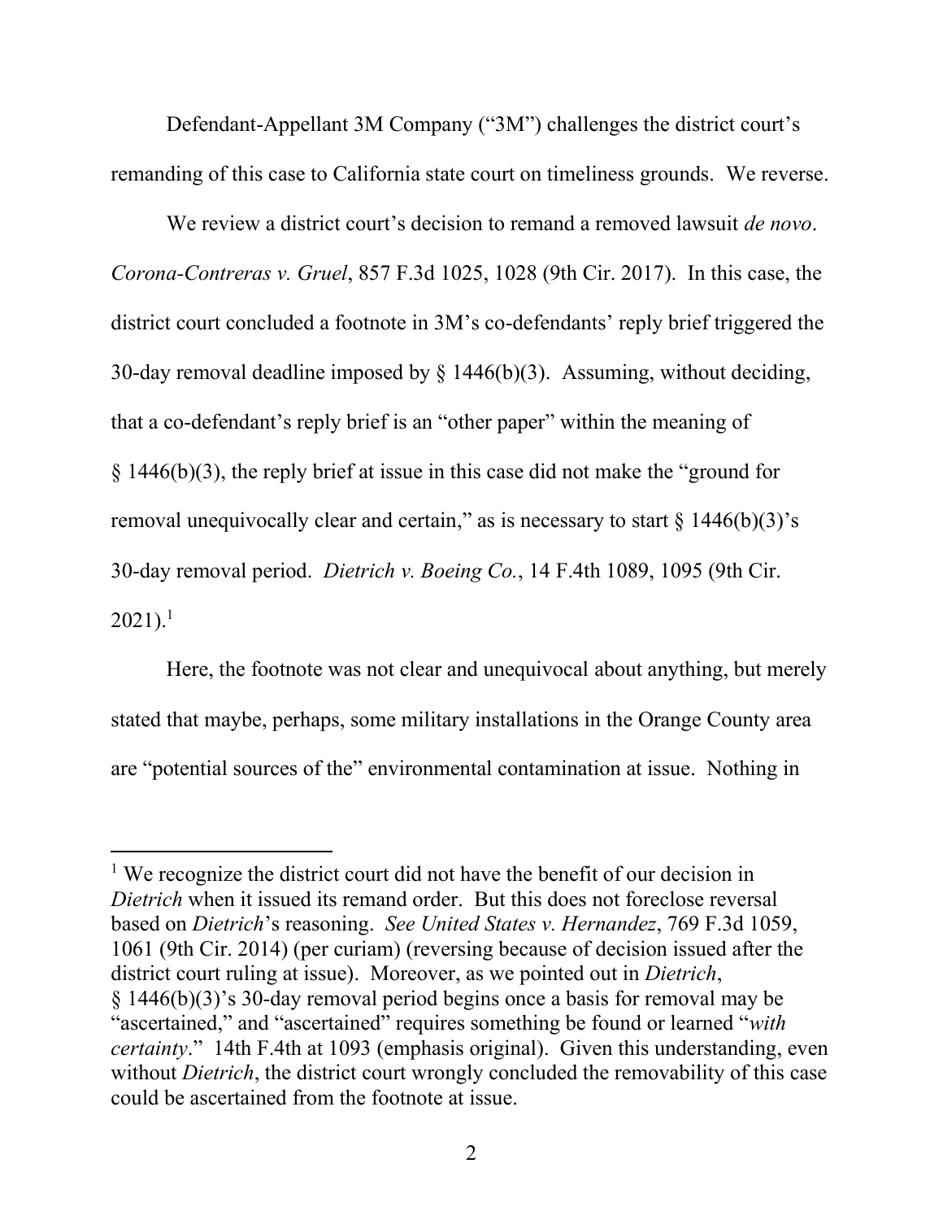Defendant-Appellant 3M Company ("3M") challenges the district court's remanding of this case to California state court on timeliness grounds. We reverse.

We review a district court's decision to remand a removed lawsuit *de novo*. *Corona-Contreras v. Gruel*, 857 F.3d 1025, 1028 (9th Cir. 2017). In this case, the district court concluded a footnote in 3M's co-defendants' reply brief triggered the 30-day removal deadline imposed by § 1446(b)(3). Assuming, without deciding, that a co-defendant's reply brief is an "other paper" within the meaning of § 1446(b)(3), the reply brief at issue in this case did not make the "ground for removal unequivocally clear and certain," as is necessary to start § 1446(b)(3)'s 30-day removal period. *Dietrich v. Boeing Co.*, 14 F.4th 1089, 1095 (9th Cir. 2021).[1]

Here, the footnote was not clear and unequivocal about anything, but merely stated that maybe, perhaps, some military installations in the Orange County area are "potential sources of the" environmental contamination at issue. Nothing in

---

[1] We recognize the district court did not have the benefit of our decision in *Dietrich* when it issued its remand order. But this does not foreclose reversal based on *Dietrich*'s reasoning. *See United States v. Hernandez*, 769 F.3d 1059, 1061 (9th Cir. 2014) (per curiam) (reversing because of decision issued after the district court ruling at issue). Moreover, as we pointed out in *Dietrich*, § 1446(b)(3)'s 30-day removal period begins once a basis for removal may be "ascertained," and "ascertained" requires something be found or learned "*with certainty*." 14th F.4th at 1093 (emphasis original). Given this understanding, even without *Dietrich*, the district court wrongly concluded the removability of this case could be ascertained from the footnote at issue.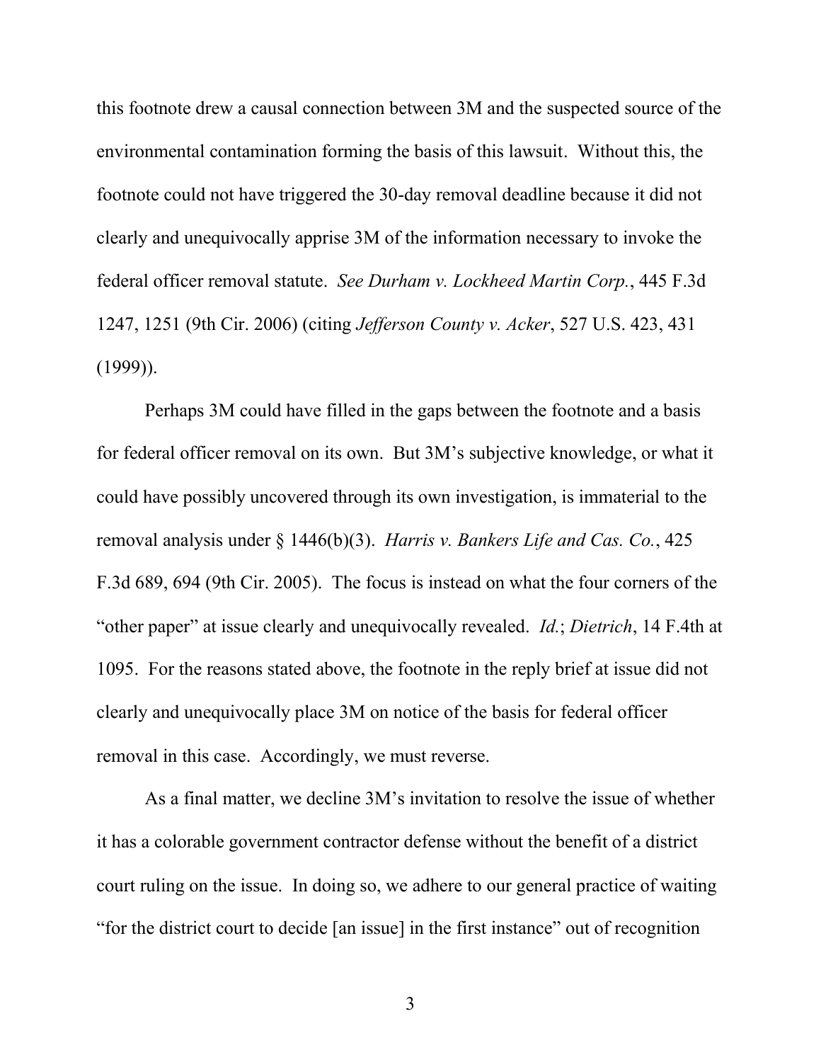this footnote drew a causal connection between 3M and the suspected source of the environmental contamination forming the basis of this lawsuit. Without this, the footnote could not have triggered the 30-day removal deadline because it did not clearly and unequivocally apprise 3M of the information necessary to invoke the federal officer removal statute. *See Durham v. Lockheed Martin Corp.*, 445 F.3d 1247, 1251 (9th Cir. 2006) (citing *Jefferson County v. Acker*, 527 U.S. 423, 431 (1999)).

Perhaps 3M could have filled in the gaps between the footnote and a basis for federal officer removal on its own. But 3M's subjective knowledge, or what it could have possibly uncovered through its own investigation, is immaterial to the removal analysis under § 1446(b)(3). *Harris v. Bankers Life and Cas. Co.*, 425 F.3d 689, 694 (9th Cir. 2005). The focus is instead on what the four corners of the "other paper" at issue clearly and unequivocally revealed. *Id.*; *Dietrich*, 14 F.4th at 1095. For the reasons stated above, the footnote in the reply brief at issue did not clearly and unequivocally place 3M on notice of the basis for federal officer removal in this case. Accordingly, we must reverse.

As a final matter, we decline 3M's invitation to resolve the issue of whether it has a colorable government contractor defense without the benefit of a district court ruling on the issue. In doing so, we adhere to our general practice of waiting "for the district court to decide [an issue] in the first instance" out of recognition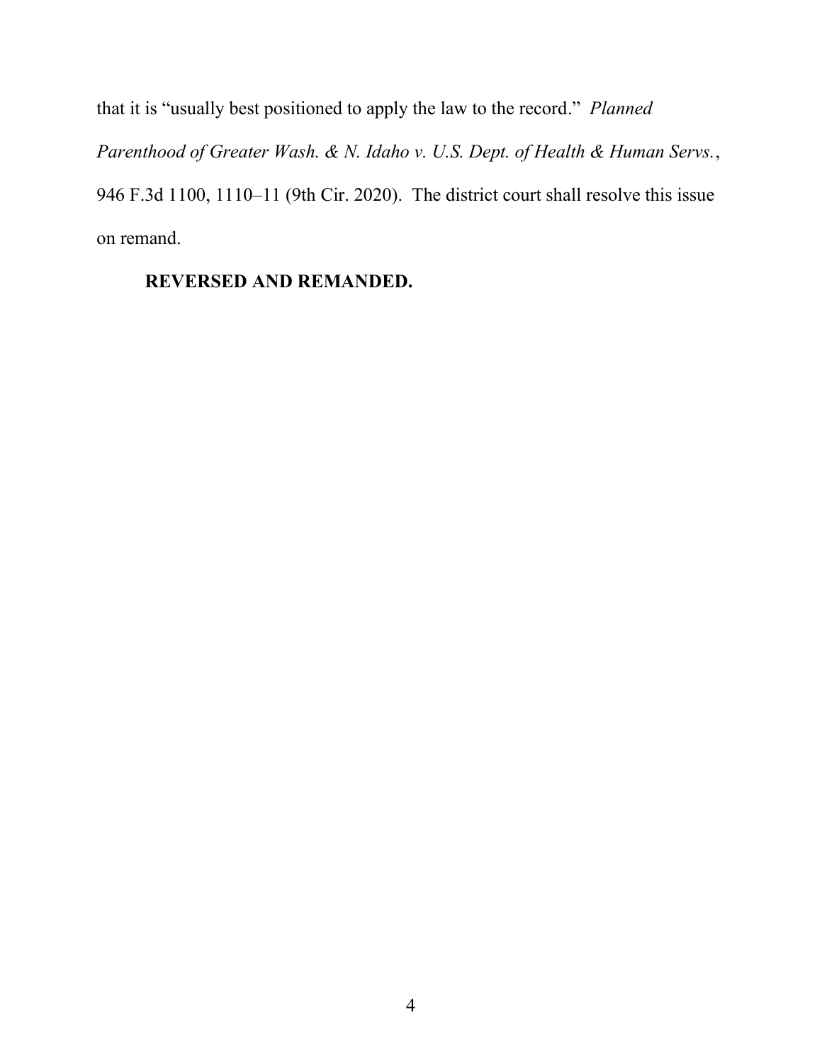that it is "usually best positioned to apply the law to the record." *Planned Parenthood of Greater Wash. & N. Idaho v. U.S. Dept. of Health & Human Servs.*, 946 F.3d 1100, 1110–11 (9th Cir. 2020). The district court shall resolve this issue on remand.

**REVERSED AND REMANDED.**